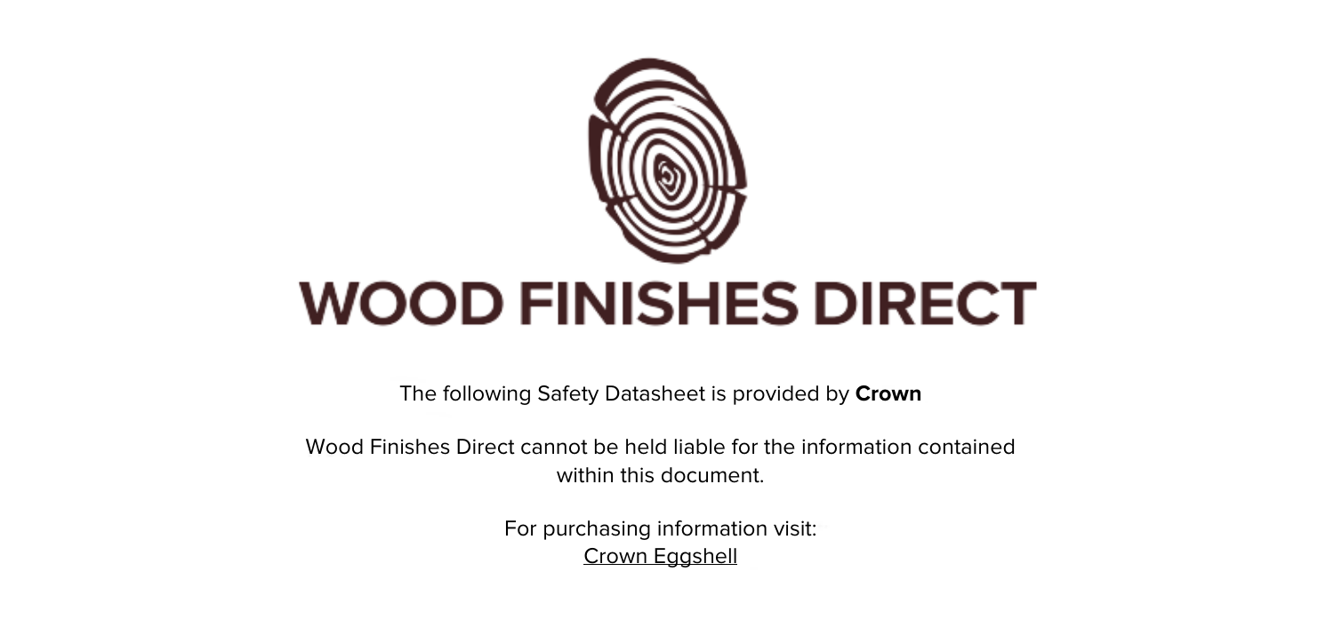# WOOD FINISHES DIRECT

The following Safety Datasheet is provided by **Crown**

Wood Finishes Direct cannot be held liable for the information contained within this document.

For purchasing information visit:
Crown Eggshell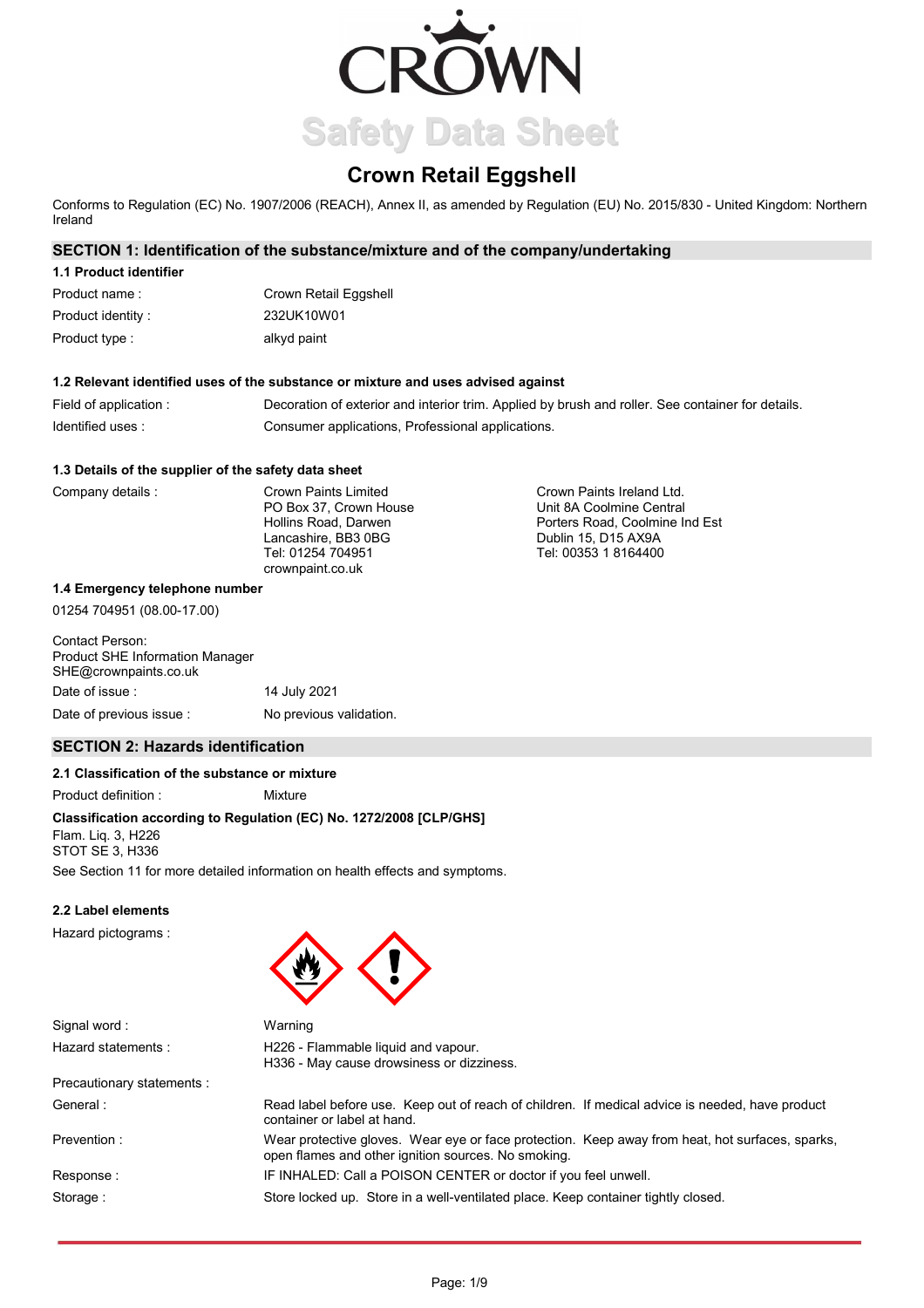# Safety Data Sheet

## Crown Retail Eggshell

Conforms to Regulation (EC) No. 1907/2006 (REACH), Annex II, as amended by Regulation (EU) No. 2015/830 - United Kingdom: Northern Ireland

## SECTION 1: Identification of the substance/mixture and of the company/undertaking

### 1.1 Product identifier

| | |
|---|---|
| Product name : | Crown Retail Eggshell |
| Product identity : | 232UK10W01 |
| Product type : | alkyd paint |

### 1.2 Relevant identified uses of the substance or mixture and uses advised against

| | |
|---|---|
| Field of application : | Decoration of exterior and interior trim. Applied by brush and roller. See container for details. |
| Identified uses : | Consumer applications, Professional applications. |

### 1.3 Details of the supplier of the safety data sheet

Company details :

Crown Paints Limited
PO Box 37, Crown House
Hollins Road, Darwen
Lancashire, BB3 0BG
Tel: 01254 704951
crownpaint.co.uk

Crown Paints Ireland Ltd.
Unit 8A Coolmine Central
Porters Road, Coolmine Ind Est
Dublin 15, D15 AX9A
Tel: 00353 1 8164400

### 1.4 Emergency telephone number

01254 704951 (08.00-17.00)

Contact Person:
Product SHE Information Manager
SHE@crownpaints.co.uk

| | |
|---|---|
| Date of issue : | 14 July 2021 |
| Date of previous issue : | No previous validation. |

## SECTION 2: Hazards identification

### 2.1 Classification of the substance or mixture

Product definition : Mixture

**Classification according to Regulation (EC) No. 1272/2008 [CLP/GHS]**

Flam. Liq. 3, H226
STOT SE 3, H336

See Section 11 for more detailed information on health effects and symptoms.

### 2.2 Label elements

Hazard pictograms :

| | |
|---|---|
| Signal word : | Warning |
| Hazard statements : | H226 - Flammable liquid and vapour.<br>H336 - May cause drowsiness or dizziness. |
| Precautionary statements : | |
| General : | Read label before use. Keep out of reach of children. If medical advice is needed, have product container or label at hand. |
| Prevention : | Wear protective gloves. Wear eye or face protection. Keep away from heat, hot surfaces, sparks, open flames and other ignition sources. No smoking. |
| Response : | IF INHALED: Call a POISON CENTER or doctor if you feel unwell. |
| Storage : | Store locked up. Store in a well-ventilated place. Keep container tightly closed. |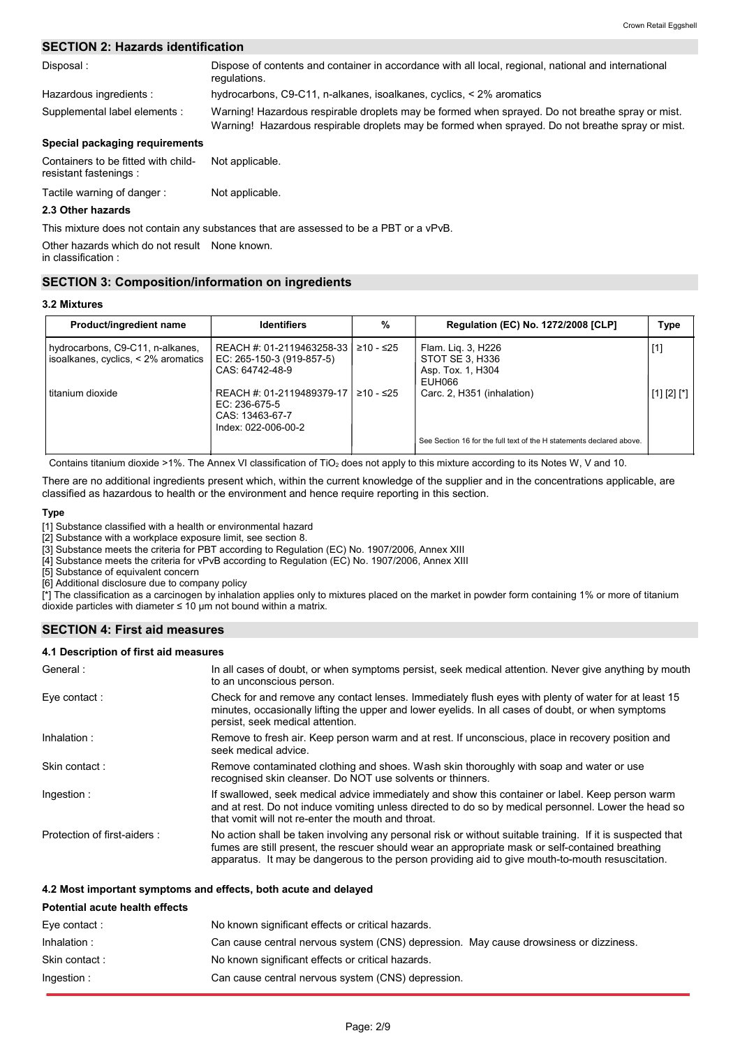## SECTION 2: Hazards identification

| | |
|---|---|
| Disposal : | Dispose of contents and container in accordance with all local, regional, national and international regulations. |
| Hazardous ingredients : | hydrocarbons, C9-C11, n-alkanes, isoalkanes, cyclics, < 2% aromatics |
| Supplemental label elements : | Warning! Hazardous respirable droplets may be formed when sprayed. Do not breathe spray or mist. Warning! Hazardous respirable droplets may be formed when sprayed. Do not breathe spray or mist. |

**Special packaging requirements**

| | |
|---|---|
| Containers to be fitted with child-resistant fastenings : | Not applicable. |
| Tactile warning of danger : | Not applicable. |

### 2.3 Other hazards

This mixture does not contain any substances that are assessed to be a PBT or a vPvB.

Other hazards which do not result in classification : None known.

## SECTION 3: Composition/information on ingredients

### 3.2 Mixtures

| Product/ingredient name | Identifiers | % | Regulation (EC) No. 1272/2008 [CLP] | Type |
|---|---|---|---|---|
| hydrocarbons, C9-C11, n-alkanes, isoalkanes, cyclics, < 2% aromatics | REACH #: 01-2119463258-33<br>EC: 265-150-3 (919-857-5)<br>CAS: 64742-48-9 | ≥10 - ≤25 | Flam. Liq. 3, H226<br>STOT SE 3, H336<br>Asp. Tox. 1, H304<br>EUH066 | [1] |
| titanium dioxide | REACH #: 01-2119489379-17<br>EC: 236-675-5<br>CAS: 13463-67-7<br>Index: 022-006-00-2 | ≥10 - ≤25 | Carc. 2, H351 (inhalation) | [1] [2] [*] |
| | | | See Section 16 for the full text of the H statements declared above. | |

Contains titanium dioxide >1%. The Annex VI classification of $TiO_2$ does not apply to this mixture according to its Notes W, V and 10.

There are no additional ingredients present which, within the current knowledge of the supplier and in the concentrations applicable, are classified as hazardous to health or the environment and hence require reporting in this section.

**Type**

[1] Substance classified with a health or environmental hazard
[2] Substance with a workplace exposure limit, see section 8.
[3] Substance meets the criteria for PBT according to Regulation (EC) No. 1907/2006, Annex XIII
[4] Substance meets the criteria for vPvB according to Regulation (EC) No. 1907/2006, Annex XIII
[5] Substance of equivalent concern
[6] Additional disclosure due to company policy
[*] The classification as a carcinogen by inhalation applies only to mixtures placed on the market in powder form containing 1% or more of titanium dioxide particles with diameter ≤ 10 μm not bound within a matrix.

## SECTION 4: First aid measures

### 4.1 Description of first aid measures

| | |
|---|---|
| General : | In all cases of doubt, or when symptoms persist, seek medical attention. Never give anything by mouth to an unconscious person. |
| Eye contact : | Check for and remove any contact lenses. Immediately flush eyes with plenty of water for at least 15 minutes, occasionally lifting the upper and lower eyelids. In all cases of doubt, or when symptoms persist, seek medical attention. |
| Inhalation : | Remove to fresh air. Keep person warm and at rest. If unconscious, place in recovery position and seek medical advice. |
| Skin contact : | Remove contaminated clothing and shoes. Wash skin thoroughly with soap and water or use recognised skin cleanser. Do NOT use solvents or thinners. |
| Ingestion : | If swallowed, seek medical advice immediately and show this container or label. Keep person warm and at rest. Do not induce vomiting unless directed to do so by medical personnel. Lower the head so that vomit will not re-enter the mouth and throat. |
| Protection of first-aiders : | No action shall be taken involving any personal risk or without suitable training. If it is suspected that fumes are still present, the rescuer should wear an appropriate mask or self-contained breathing apparatus. It may be dangerous to the person providing aid to give mouth-to-mouth resuscitation. |

### 4.2 Most important symptoms and effects, both acute and delayed

**Potential acute health effects**

| | |
|---|---|
| Eye contact : | No known significant effects or critical hazards. |
| Inhalation : | Can cause central nervous system (CNS) depression. May cause drowsiness or dizziness. |
| Skin contact : | No known significant effects or critical hazards. |
| Ingestion : | Can cause central nervous system (CNS) depression. |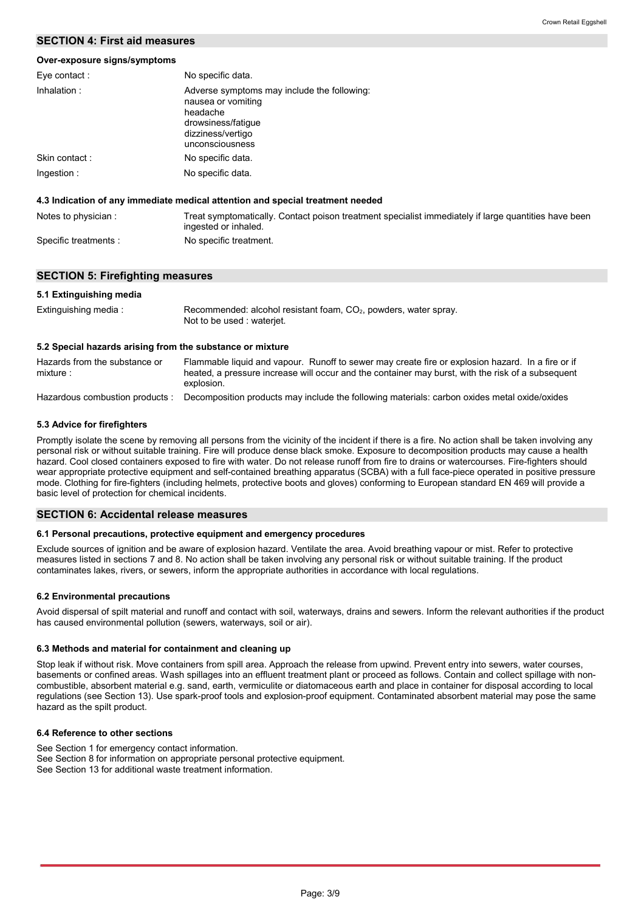## SECTION 4: First aid measures

**Over-exposure signs/symptoms**

| | |
|---|---|
| Eye contact : | No specific data. |
| Inhalation : | Adverse symptoms may include the following:<br>nausea or vomiting<br>headache<br>drowsiness/fatigue<br>dizziness/vertigo<br>unconsciousness |
| Skin contact : | No specific data. |
| Ingestion : | No specific data. |

**4.3 Indication of any immediate medical attention and special treatment needed**

| | |
|---|---|
| Notes to physician : | Treat symptomatically. Contact poison treatment specialist immediately if large quantities have been ingested or inhaled. |
| Specific treatments : | No specific treatment. |

## SECTION 5: Firefighting measures

**5.1 Extinguishing media**

| | |
|---|---|
| Extinguishing media : | Recommended: alcohol resistant foam, $CO_2$, powders, water spray.<br>Not to be used : waterjet. |

**5.2 Special hazards arising from the substance or mixture**

| | |
|---|---|
| Hazards from the substance or mixture : | Flammable liquid and vapour. Runoff to sewer may create fire or explosion hazard. In a fire or if heated, a pressure increase will occur and the container may burst, with the risk of a subsequent explosion. |
| Hazardous combustion products : | Decomposition products may include the following materials: carbon oxides metal oxide/oxides |

**5.3 Advice for firefighters**

Promptly isolate the scene by removing all persons from the vicinity of the incident if there is a fire. No action shall be taken involving any personal risk or without suitable training. Fire will produce dense black smoke. Exposure to decomposition products may cause a health hazard. Cool closed containers exposed to fire with water. Do not release runoff from fire to drains or watercourses. Fire-fighters should wear appropriate protective equipment and self-contained breathing apparatus (SCBA) with a full face-piece operated in positive pressure mode. Clothing for fire-fighters (including helmets, protective boots and gloves) conforming to European standard EN 469 will provide a basic level of protection for chemical incidents.

## SECTION 6: Accidental release measures

**6.1 Personal precautions, protective equipment and emergency procedures**

Exclude sources of ignition and be aware of explosion hazard. Ventilate the area. Avoid breathing vapour or mist. Refer to protective measures listed in sections 7 and 8. No action shall be taken involving any personal risk or without suitable training. If the product contaminates lakes, rivers, or sewers, inform the appropriate authorities in accordance with local regulations.

**6.2 Environmental precautions**

Avoid dispersal of spilt material and runoff and contact with soil, waterways, drains and sewers. Inform the relevant authorities if the product has caused environmental pollution (sewers, waterways, soil or air).

**6.3 Methods and material for containment and cleaning up**

Stop leak if without risk. Move containers from spill area. Approach the release from upwind. Prevent entry into sewers, water courses, basements or confined areas. Wash spillages into an effluent treatment plant or proceed as follows. Contain and collect spillage with non-combustible, absorbent material e.g. sand, earth, vermiculite or diatomaceous earth and place in container for disposal according to local regulations (see Section 13). Use spark-proof tools and explosion-proof equipment. Contaminated absorbent material may pose the same hazard as the spilt product.

**6.4 Reference to other sections**

See Section 1 for emergency contact information.
See Section 8 for information on appropriate personal protective equipment.
See Section 13 for additional waste treatment information.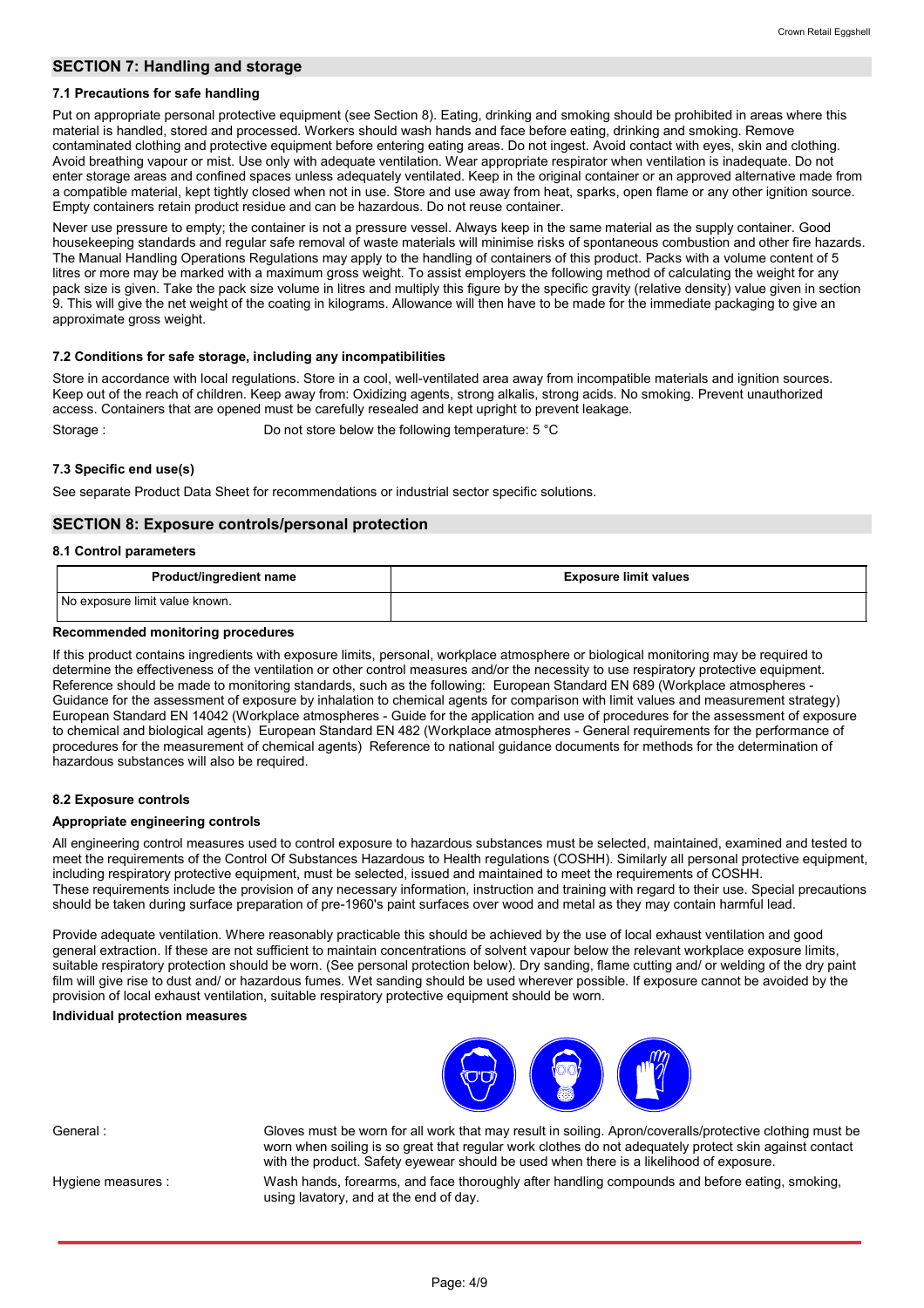## SECTION 7: Handling and storage

### 7.1 Precautions for safe handling

Put on appropriate personal protective equipment (see Section 8). Eating, drinking and smoking should be prohibited in areas where this material is handled, stored and processed. Workers should wash hands and face before eating, drinking and smoking. Remove contaminated clothing and protective equipment before entering eating areas. Do not ingest. Avoid contact with eyes, skin and clothing. Avoid breathing vapour or mist. Use only with adequate ventilation. Wear appropriate respirator when ventilation is inadequate. Do not enter storage areas and confined spaces unless adequately ventilated. Keep in the original container or an approved alternative made from a compatible material, kept tightly closed when not in use. Store and use away from heat, sparks, open flame or any other ignition source. Empty containers retain product residue and can be hazardous. Do not reuse container.

Never use pressure to empty; the container is not a pressure vessel. Always keep in the same material as the supply container. Good housekeeping standards and regular safe removal of waste materials will minimise risks of spontaneous combustion and other fire hazards. The Manual Handling Operations Regulations may apply to the handling of containers of this product. Packs with a volume content of 5 litres or more may be marked with a maximum gross weight. To assist employers the following method of calculating the weight for any pack size is given. Take the pack size volume in litres and multiply this figure by the specific gravity (relative density) value given in section 9. This will give the net weight of the coating in kilograms. Allowance will then have to be made for the immediate packaging to give an approximate gross weight.

### 7.2 Conditions for safe storage, including any incompatibilities

Store in accordance with local regulations. Store in a cool, well-ventilated area away from incompatible materials and ignition sources. Keep out of the reach of children. Keep away from: Oxidizing agents, strong alkalis, strong acids. No smoking. Prevent unauthorized access. Containers that are opened must be carefully resealed and kept upright to prevent leakage.

Storage : Do not store below the following temperature: 5 °C

### 7.3 Specific end use(s)

See separate Product Data Sheet for recommendations or industrial sector specific solutions.

## SECTION 8: Exposure controls/personal protection

### 8.1 Control parameters

| Product/ingredient name | Exposure limit values |
| --- | --- |
| No exposure limit value known. | |

**Recommended monitoring procedures**

If this product contains ingredients with exposure limits, personal, workplace atmosphere or biological monitoring may be required to determine the effectiveness of the ventilation or other control measures and/or the necessity to use respiratory protective equipment. Reference should be made to monitoring standards, such as the following: European Standard EN 689 (Workplace atmospheres - Guidance for the assessment of exposure by inhalation to chemical agents for comparison with limit values and measurement strategy) European Standard EN 14042 (Workplace atmospheres - Guide for the application and use of procedures for the assessment of exposure to chemical and biological agents) European Standard EN 482 (Workplace atmospheres - General requirements for the performance of procedures for the measurement of chemical agents) Reference to national guidance documents for methods for the determination of hazardous substances will also be required.

### 8.2 Exposure controls

**Appropriate engineering controls**

All engineering control measures used to control exposure to hazardous substances must be selected, maintained, examined and tested to meet the requirements of the Control Of Substances Hazardous to Health regulations (COSHH). Similarly all personal protective equipment, including respiratory protective equipment, must be selected, issued and maintained to meet the requirements of COSHH.
These requirements include the provision of any necessary information, instruction and training with regard to their use. Special precautions should be taken during surface preparation of pre-1960's paint surfaces over wood and metal as they may contain harmful lead.

Provide adequate ventilation. Where reasonably practicable this should be achieved by the use of local exhaust ventilation and good general extraction. If these are not sufficient to maintain concentrations of solvent vapour below the relevant workplace exposure limits, suitable respiratory protection should be worn. (See personal protection below). Dry sanding, flame cutting and/ or welding of the dry paint film will give rise to dust and/ or hazardous fumes. Wet sanding should be used wherever possible. If exposure cannot be avoided by the provision of local exhaust ventilation, suitable respiratory protective equipment should be worn.

**Individual protection measures**

General : Gloves must be worn for all work that may result in soiling. Apron/coveralls/protective clothing must be worn when soiling is so great that regular work clothes do not adequately protect skin against contact with the product. Safety eyewear should be used when there is a likelihood of exposure.

Hygiene measures : Wash hands, forearms, and face thoroughly after handling compounds and before eating, smoking, using lavatory, and at the end of day.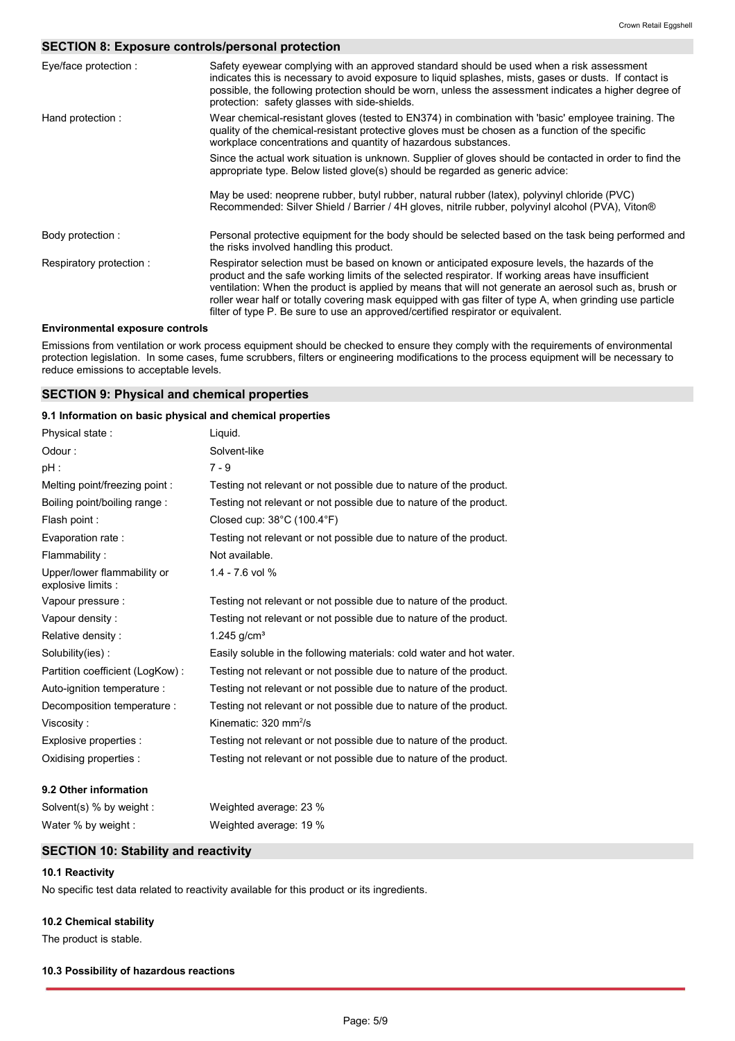## SECTION 8: Exposure controls/personal protection

| | |
|---|---|
| Eye/face protection : | Safety eyewear complying with an approved standard should be used when a risk assessment indicates this is necessary to avoid exposure to liquid splashes, mists, gases or dusts. If contact is possible, the following protection should be worn, unless the assessment indicates a higher degree of protection: safety glasses with side-shields. |
| Hand protection : | Wear chemical-resistant gloves (tested to EN374) in combination with 'basic' employee training. The quality of the chemical-resistant protective gloves must be chosen as a function of the specific workplace concentrations and quantity of hazardous substances.<br><br>Since the actual work situation is unknown. Supplier of gloves should be contacted in order to find the appropriate type. Below listed glove(s) should be regarded as generic advice:<br><br>May be used: neoprene rubber, butyl rubber, natural rubber (latex), polyvinyl chloride (PVC)<br>Recommended: Silver Shield / Barrier / 4H gloves, nitrile rubber, polyvinyl alcohol (PVA), Viton® |
| Body protection : | Personal protective equipment for the body should be selected based on the task being performed and the risks involved handling this product. |
| Respiratory protection : | Respirator selection must be based on known or anticipated exposure levels, the hazards of the product and the safe working limits of the selected respirator. If working areas have insufficient ventilation: When the product is applied by means that will not generate an aerosol such as, brush or roller wear half or totally covering mask equipped with gas filter of type A, when grinding use particle filter of type P. Be sure to use an approved/certified respirator or equivalent. |

**Environmental exposure controls**

Emissions from ventilation or work process equipment should be checked to ensure they comply with the requirements of environmental protection legislation. In some cases, fume scrubbers, filters or engineering modifications to the process equipment will be necessary to reduce emissions to acceptable levels.

## SECTION 9: Physical and chemical properties

### 9.1 Information on basic physical and chemical properties

| | |
|---|---|
| Physical state : | Liquid. |
| Odour : | Solvent-like |
| pH : | 7 - 9 |
| Melting point/freezing point : | Testing not relevant or not possible due to nature of the product. |
| Boiling point/boiling range : | Testing not relevant or not possible due to nature of the product. |
| Flash point : | Closed cup: 38°C (100.4°F) |
| Evaporation rate : | Testing not relevant or not possible due to nature of the product. |
| Flammability : | Not available. |
| Upper/lower flammability or explosive limits : | 1.4 - 7.6 vol % |
| Vapour pressure : | Testing not relevant or not possible due to nature of the product. |
| Vapour density : | Testing not relevant or not possible due to nature of the product. |
| Relative density : | 1.245 g/cm³ |
| Solubility(ies) : | Easily soluble in the following materials: cold water and hot water. |
| Partition coefficient (LogKow) : | Testing not relevant or not possible due to nature of the product. |
| Auto-ignition temperature : | Testing not relevant or not possible due to nature of the product. |
| Decomposition temperature : | Testing not relevant or not possible due to nature of the product. |
| Viscosity : | Kinematic: 320 $mm^2/s$ |
| Explosive properties : | Testing not relevant or not possible due to nature of the product. |
| Oxidising properties : | Testing not relevant or not possible due to nature of the product. |

### 9.2 Other information

| | |
|---|---|
| Solvent(s) % by weight : | Weighted average: 23 % |
| Water % by weight : | Weighted average: 19 % |

## SECTION 10: Stability and reactivity

### 10.1 Reactivity

No specific test data related to reactivity available for this product or its ingredients.

### 10.2 Chemical stability

The product is stable.

### 10.3 Possibility of hazardous reactions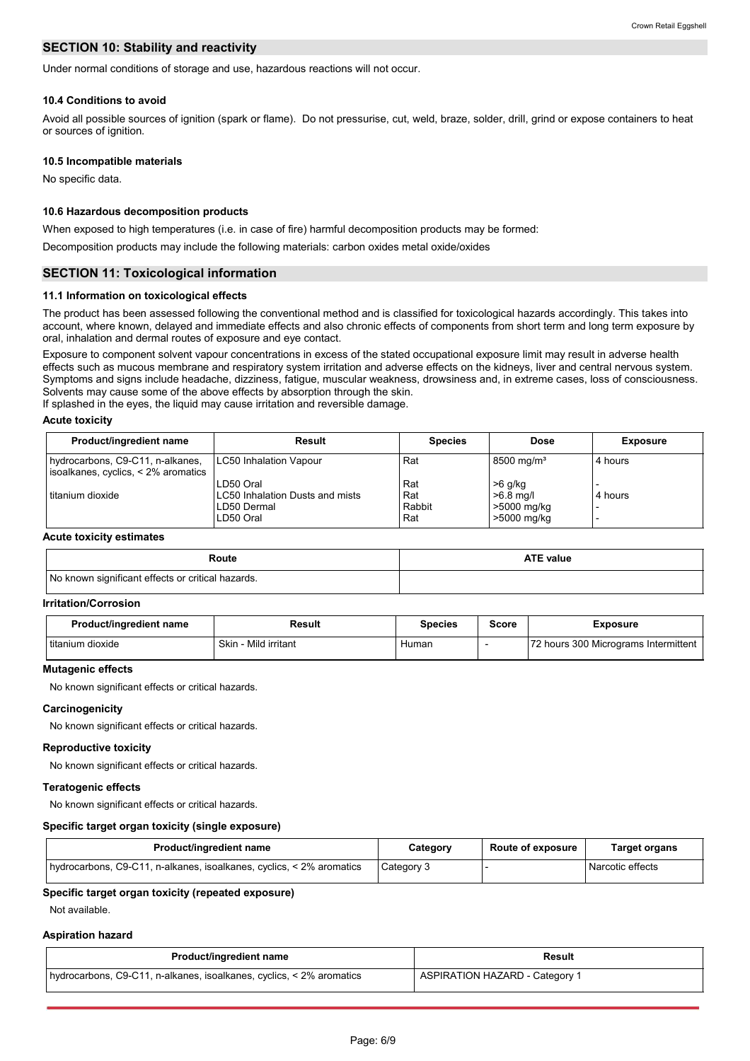## SECTION 10: Stability and reactivity

Under normal conditions of storage and use, hazardous reactions will not occur.

### 10.4 Conditions to avoid

Avoid all possible sources of ignition (spark or flame). Do not pressurise, cut, weld, braze, solder, drill, grind or expose containers to heat or sources of ignition.

### 10.5 Incompatible materials

No specific data.

### 10.6 Hazardous decomposition products

When exposed to high temperatures (i.e. in case of fire) harmful decomposition products may be formed:

Decomposition products may include the following materials: carbon oxides metal oxide/oxides

## SECTION 11: Toxicological information

### 11.1 Information on toxicological effects

The product has been assessed following the conventional method and is classified for toxicological hazards accordingly. This takes into account, where known, delayed and immediate effects and also chronic effects of components from short term and long term exposure by oral, inhalation and dermal routes of exposure and eye contact.

Exposure to component solvent vapour concentrations in excess of the stated occupational exposure limit may result in adverse health effects such as mucous membrane and respiratory system irritation and adverse effects on the kidneys, liver and central nervous system. Symptoms and signs include headache, dizziness, fatigue, muscular weakness, drowsiness and, in extreme cases, loss of consciousness. Solvents may cause some of the above effects by absorption through the skin.
If splashed in the eyes, the liquid may cause irritation and reversible damage.

#### Acute toxicity

| Product/ingredient name | Result | Species | Dose | Exposure |
|---|---|---|---|---|
| hydrocarbons, C9-C11, n-alkanes, isoalkanes, cyclics, < 2% aromatics | LC50 Inhalation Vapour | Rat | 8500 mg/m³ | 4 hours |
| | LD50 Oral | Rat | >6 g/kg | - |
| titanium dioxide | LC50 Inhalation Dusts and mists | Rat | >6.8 mg/l | 4 hours |
| | LD50 Dermal | Rabbit | >5000 mg/kg | - |
| | LD50 Oral | Rat | >5000 mg/kg | - |

#### Acute toxicity estimates

| Route | ATE value |
|---|---|
| No known significant effects or critical hazards. | |

#### Irritation/Corrosion

| Product/ingredient name | Result | Species | Score | Exposure |
|---|---|---|---|---|
| titanium dioxide | Skin - Mild irritant | Human | - | 72 hours 300 Micrograms Intermittent |

#### Mutagenic effects

No known significant effects or critical hazards.

#### Carcinogenicity

No known significant effects or critical hazards.

#### Reproductive toxicity

No known significant effects or critical hazards.

#### Teratogenic effects

No known significant effects or critical hazards.

#### Specific target organ toxicity (single exposure)

| Product/ingredient name | Category | Route of exposure | Target organs |
|---|---|---|---|
| hydrocarbons, C9-C11, n-alkanes, isoalkanes, cyclics, < 2% aromatics | Category 3 | - | Narcotic effects |

#### Specific target organ toxicity (repeated exposure)

Not available.

#### Aspiration hazard

| Product/ingredient name | Result |
|---|---|
| hydrocarbons, C9-C11, n-alkanes, isoalkanes, cyclics, < 2% aromatics | ASPIRATION HAZARD - Category 1 |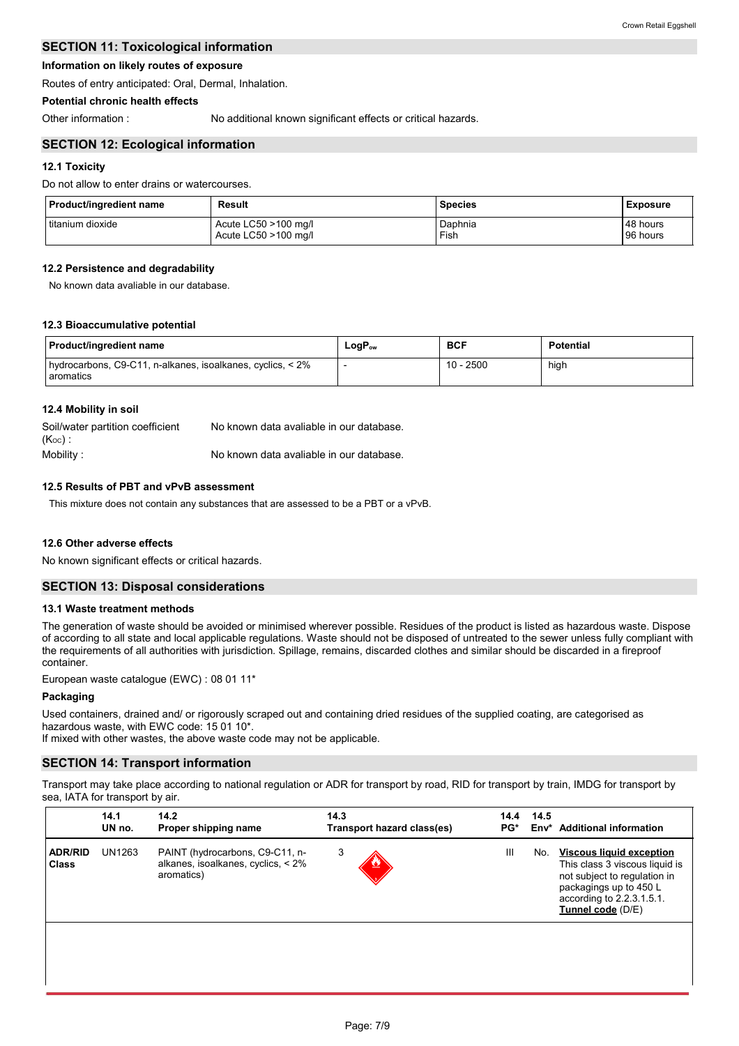## SECTION 11: Toxicological information

**Information on likely routes of exposure**

Routes of entry anticipated: Oral, Dermal, Inhalation.

**Potential chronic health effects**

Other information : No additional known significant effects or critical hazards.

## SECTION 12: Ecological information

### 12.1 Toxicity

Do not allow to enter drains or watercourses.

| Product/ingredient name | Result | Species | Exposure |
|---|---|---|---|
| titanium dioxide | Acute LC50 >100 mg/l<br>Acute LC50 >100 mg/l | Daphnia<br>Fish | 48 hours<br>96 hours |

### 12.2 Persistence and degradability

No known data avaliable in our database.

### 12.3 Bioaccumulative potential

| Product/ingredient name | $LogP_{ow}$ | BCF | Potential |
|---|---|---|---|
| hydrocarbons, C9-C11, n-alkanes, isoalkanes, cyclics, < 2% aromatics | - | 10 - 2500 | high |

### 12.4 Mobility in soil

Soil/water partition coefficient ($K_{OC}$) : No known data avaliable in our database.

Mobility : No known data avaliable in our database.

### 12.5 Results of PBT and vPvB assessment

This mixture does not contain any substances that are assessed to be a PBT or a vPvB.

### 12.6 Other adverse effects

No known significant effects or critical hazards.

## SECTION 13: Disposal considerations

### 13.1 Waste treatment methods

The generation of waste should be avoided or minimised wherever possible. Residues of the product is listed as hazardous waste. Dispose of according to all state and local applicable regulations. Waste should not be disposed of untreated to the sewer unless fully compliant with the requirements of all authorities with jurisdiction. Spillage, remains, discarded clothes and similar should be discarded in a fireproof container.

European waste catalogue (EWC) : 08 01 11*

**Packaging**

Used containers, drained and/ or rigorously scraped out and containing dried residues of the supplied coating, are categorised as hazardous waste, with EWC code: 15 01 10*.
If mixed with other wastes, the above waste code may not be applicable.

## SECTION 14: Transport information

Transport may take place according to national regulation or ADR for transport by road, RID for transport by train, IMDG for transport by sea, IATA for transport by air.

| | 14.1 UN no. | 14.2 Proper shipping name | 14.3 Transport hazard class(es) | 14.4 PG* | 14.5 Env* | Additional information |
|---|---|---|---|---|---|---|
| **ADR/RID Class** | UN1263 | PAINT (hydrocarbons, C9-C11, n-alkanes, isoalkanes, cyclics, < 2% aromatics) | 3 | III | No. | **Viscous liquid exception** This class 3 viscous liquid is not subject to regulation in packagings up to 450 L according to 2.2.3.1.5.1. **Tunnel code** (D/E) |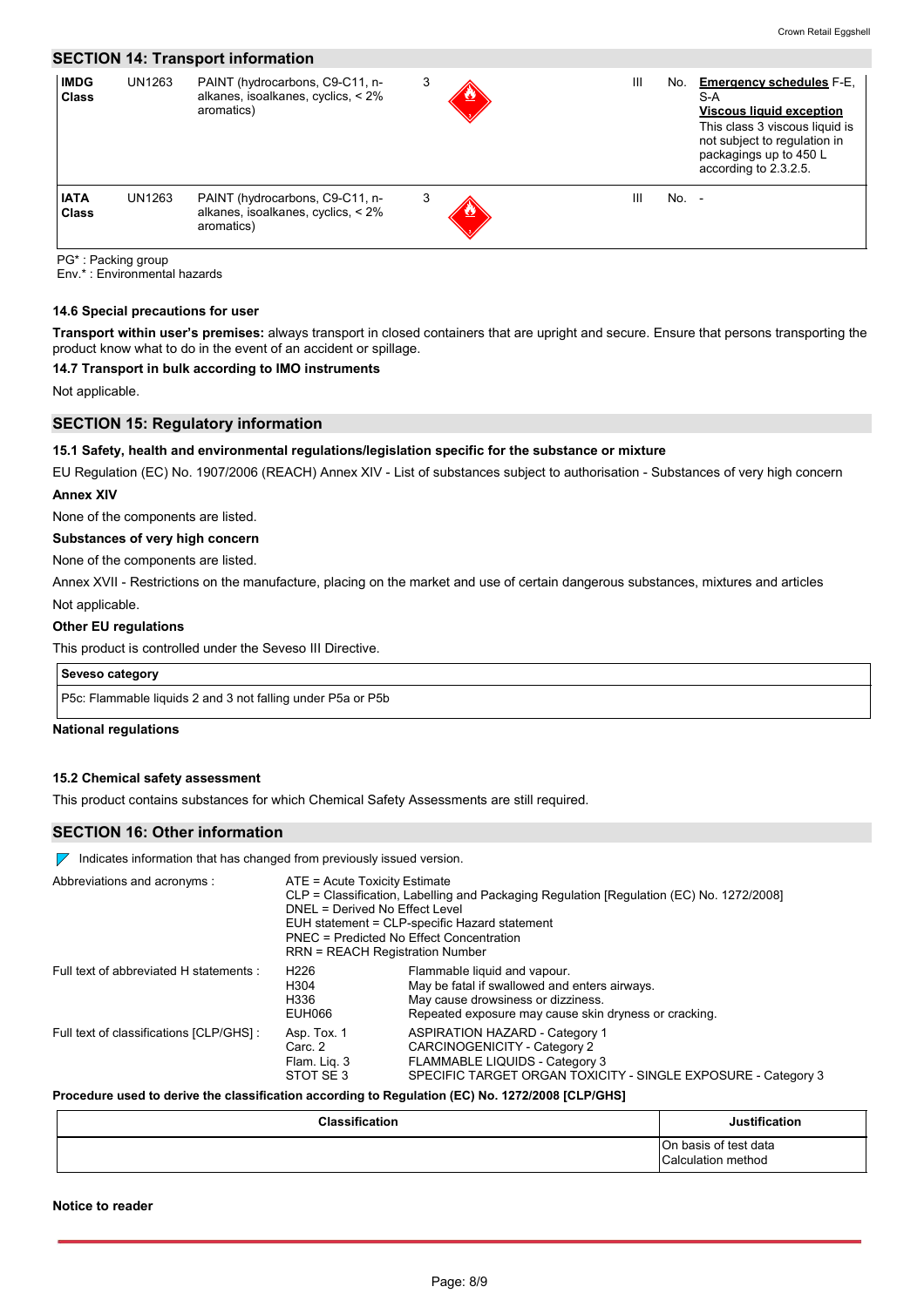## SECTION 14: Transport information

| | | | | | | | |
|---|---|---|---|---|---|---|---|
| **IMDG Class** | UN1263 | PAINT (hydrocarbons, C9-C11, n-alkanes, isoalkanes, cyclics, < 2% aromatics) | 3 | | III | No. | **Emergency schedules** F-E, S-A<br>**Viscous liquid exception**<br>This class 3 viscous liquid is not subject to regulation in packagings up to 450 L according to 2.3.2.5. |
| **IATA Class** | UN1263 | PAINT (hydrocarbons, C9-C11, n-alkanes, isoalkanes, cyclics, < 2% aromatics) | 3 | | III | No. | - |

PG* : Packing group
Env.* : Environmental hazards

### 14.6 Special precautions for user

**Transport within user's premises:** always transport in closed containers that are upright and secure. Ensure that persons transporting the product know what to do in the event of an accident or spillage.

### 14.7 Transport in bulk according to IMO instruments

Not applicable.

## SECTION 15: Regulatory information

### 15.1 Safety, health and environmental regulations/legislation specific for the substance or mixture

EU Regulation (EC) No. 1907/2006 (REACH) Annex XIV - List of substances subject to authorisation - Substances of very high concern

**Annex XIV**

None of the components are listed.

**Substances of very high concern**

None of the components are listed.

Annex XVII - Restrictions on the manufacture, placing on the market and use of certain dangerous substances, mixtures and articles

Not applicable.

**Other EU regulations**

This product is controlled under the Seveso III Directive.

| **Seveso category** |
|---|
| P5c: Flammable liquids 2 and 3 not falling under P5a or P5b |

**National regulations**

### 15.2 Chemical safety assessment

This product contains substances for which Chemical Safety Assessments are still required.

## SECTION 16: Other information

Indicates information that has changed from previously issued version.

| | | |
|---|---|---|
| Abbreviations and acronyms : | ATE = Acute Toxicity Estimate<br>CLP = Classification, Labelling and Packaging Regulation [Regulation (EC) No. 1272/2008]<br>DNEL = Derived No Effect Level<br>EUH statement = CLP-specific Hazard statement<br>PNEC = Predicted No Effect Concentration<br>RRN = REACH Registration Number | |
| Full text of abbreviated H statements : | H226<br>H304<br>H336<br>EUH066 | Flammable liquid and vapour.<br>May be fatal if swallowed and enters airways.<br>May cause drowsiness or dizziness.<br>Repeated exposure may cause skin dryness or cracking. |
| Full text of classifications [CLP/GHS] : | Asp. Tox. 1<br>Carc. 2<br>Flam. Liq. 3<br>STOT SE 3 | ASPIRATION HAZARD - Category 1<br>CARCINOGENICITY - Category 2<br>FLAMMABLE LIQUIDS - Category 3<br>SPECIFIC TARGET ORGAN TOXICITY - SINGLE EXPOSURE - Category 3 |

**Procedure used to derive the classification according to Regulation (EC) No. 1272/2008 [CLP/GHS]**

| Classification | Justification |
|---|---|
| | On basis of test data<br>Calculation method |

**Notice to reader**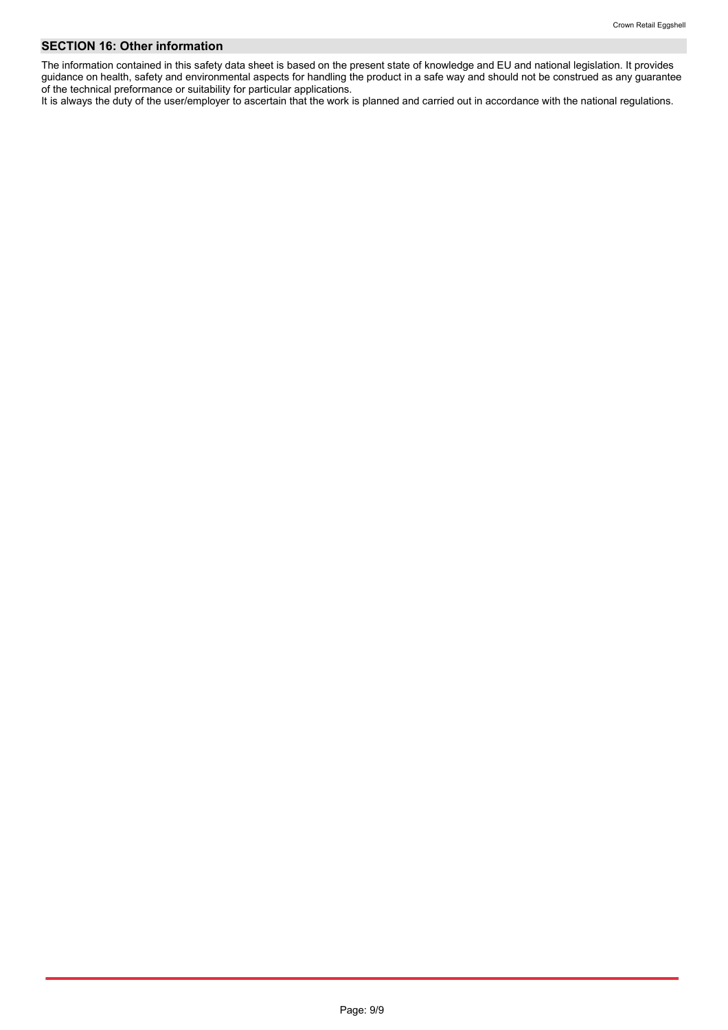## SECTION 16: Other information

The information contained in this safety data sheet is based on the present state of knowledge and EU and national legislation. It provides guidance on health, safety and environmental aspects for handling the product in a safe way and should not be construed as any guarantee of the technical preformance or suitability for particular applications.

It is always the duty of the user/employer to ascertain that the work is planned and carried out in accordance with the national regulations.